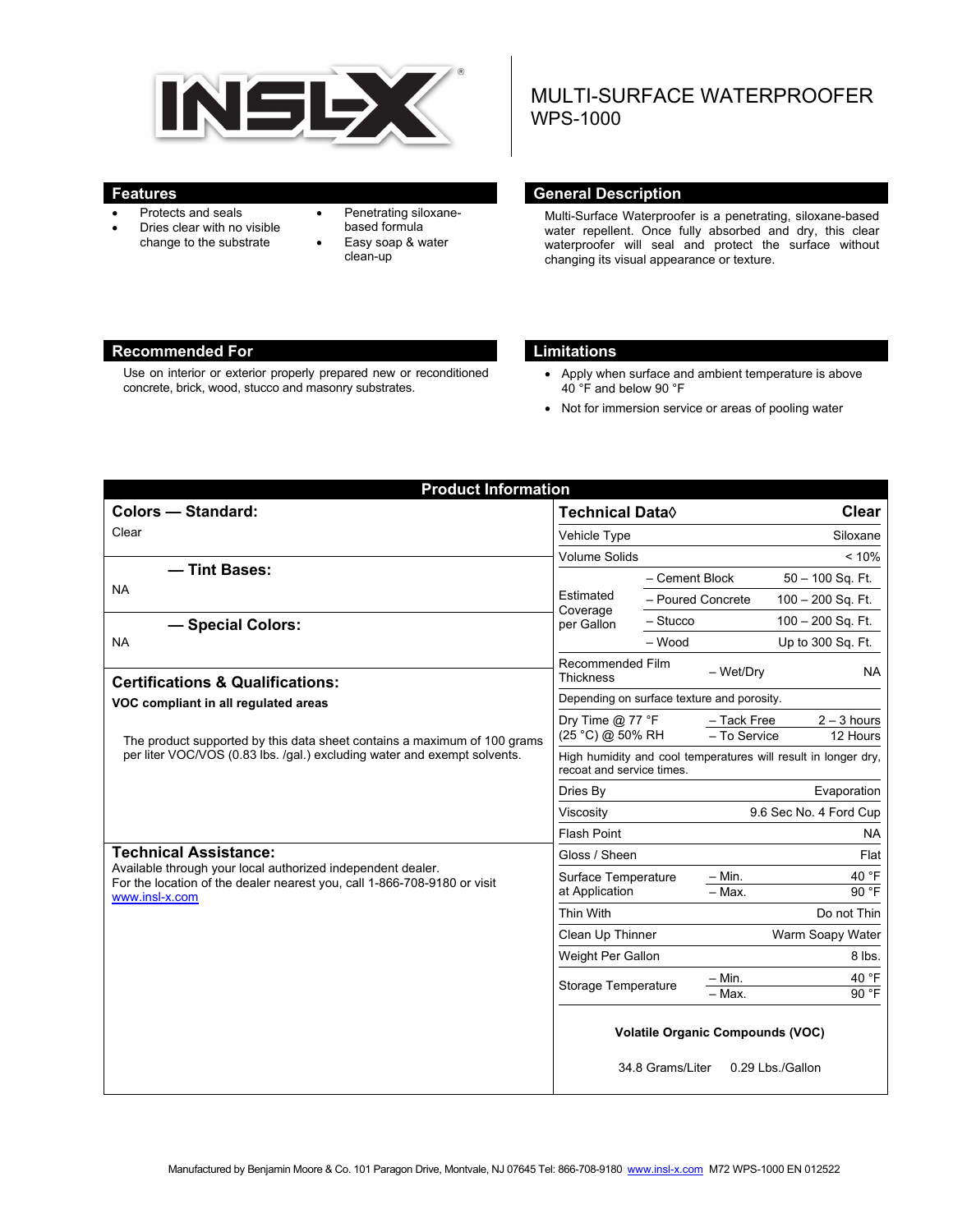# INSL-X®

# MULTI-SURFACE WATERPROOFER
## WPS-1000

## Features

- Protects and seals
- Dries clear with no visible change to the substrate
- Penetrating siloxane-based formula
- Easy soap & water clean-up

## General Description

Multi-Surface Waterproofer is a penetrating, siloxane-based water repellent. Once fully absorbed and dry, this clear waterproofer will seal and protect the surface without changing its visual appearance or texture.

## Recommended For

Use on interior or exterior properly prepared new or reconditioned concrete, brick, wood, stucco and masonry substrates.

## Limitations

- Apply when surface and ambient temperature is above 40 °F and below 90 °F
- Not for immersion service or areas of pooling water

## Product Information

### Colors — Standard:

Clear

### — Tint Bases:

NA

### — Special Colors:

NA

### Certifications & Qualifications:

**VOC compliant in all regulated areas**

The product supported by this data sheet contains a maximum of 100 grams per liter VOC/VOS (0.83 lbs. /gal.) excluding water and exempt solvents.

### Technical Assistance:

Available through your local authorized independent dealer.
For the location of the dealer nearest you, call 1-866-708-9180 or visit www.insl-x.com

| Technical Data◊ | | Clear |
|---|---|---|
| Vehicle Type | | Siloxane |
| Volume Solids | | < 10% |
| Estimated Coverage per Gallon | – Cement Block | 50 – 100 Sq. Ft. |
| | – Poured Concrete | 100 – 200 Sq. Ft. |
| | – Stucco | 100 – 200 Sq. Ft. |
| | – Wood | Up to 300 Sq. Ft. |
| Recommended Film Thickness | – Wet/Dry | NA |
| Depending on surface texture and porosity. | | |
| Dry Time @ 77 °F (25 °C) @ 50% RH | – Tack Free | 2 – 3 hours |
| | – To Service | 12 Hours |
| High humidity and cool temperatures will result in longer dry, recoat and service times. | | |
| Dries By | | Evaporation |
| Viscosity | | 9.6 Sec No. 4 Ford Cup |
| Flash Point | | NA |
| Gloss / Sheen | | Flat |
| Surface Temperature at Application | – Min. | 40 °F |
| | – Max. | 90 °F |
| Thin With | | Do not Thin |
| Clean Up Thinner | | Warm Soapy Water |
| Weight Per Gallon | | 8 lbs. |
| Storage Temperature | – Min. | 40 °F |
| | – Max. | 90 °F |

**Volatile Organic Compounds (VOC)**

34.8 Grams/Liter 0.29 Lbs./Gallon

Manufactured by Benjamin Moore & Co. 101 Paragon Drive, Montvale, NJ 07645 Tel: 866-708-9180 www.insl-x.com M72 WPS-1000 EN 012522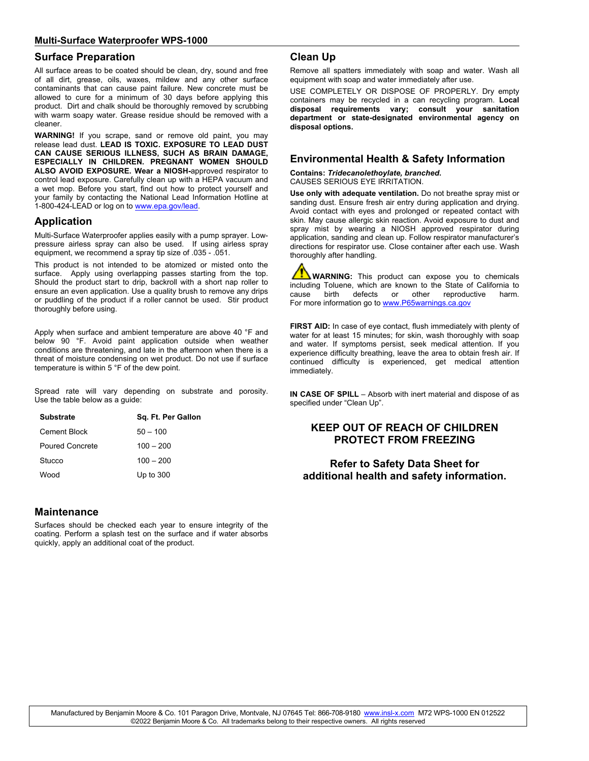Multi-Surface Waterproofer WPS-1000

## Surface Preparation

All surface areas to be coated should be clean, dry, sound and free of all dirt, grease, oils, waxes, mildew and any other surface contaminants that can cause paint failure. New concrete must be allowed to cure for a minimum of 30 days before applying this product. Dirt and chalk should be thoroughly removed by scrubbing with warm soapy water. Grease residue should be removed with a cleaner.

**WARNING!** If you scrape, sand or remove old paint, you may release lead dust. **LEAD IS TOXIC. EXPOSURE TO LEAD DUST CAN CAUSE SERIOUS ILLNESS, SUCH AS BRAIN DAMAGE, ESPECIALLY IN CHILDREN. PREGNANT WOMEN SHOULD ALSO AVOID EXPOSURE. Wear a NIOSH-**approved respirator to control lead exposure. Carefully clean up with a HEPA vacuum and a wet mop. Before you start, find out how to protect yourself and your family by contacting the National Lead Information Hotline at 1-800-424-LEAD or log on to www.epa.gov/lead.

## Application

Multi-Surface Waterproofer applies easily with a pump sprayer. Low-pressure airless spray can also be used. If using airless spray equipment, we recommend a spray tip size of .035 - .051.

This product is not intended to be atomized or misted onto the surface. Apply using overlapping passes starting from the top. Should the product start to drip, backroll with a short nap roller to ensure an even application. Use a quality brush to remove any drips or puddling of the product if a roller cannot be used. Stir product thoroughly before using.

Apply when surface and ambient temperature are above 40 °F and below 90 °F. Avoid paint application outside when weather conditions are threatening, and late in the afternoon when there is a threat of moisture condensing on wet product. Do not use if surface temperature is within 5 °F of the dew point.

Spread rate will vary depending on substrate and porosity. Use the table below as a guide:

| Substrate | Sq. Ft. Per Gallon |
|---|---|
| Cement Block | 50 – 100 |
| Poured Concrete | 100 – 200 |
| Stucco | 100 – 200 |
| Wood | Up to 300 |

## Maintenance

Surfaces should be checked each year to ensure integrity of the coating. Perform a splash test on the surface and if water absorbs quickly, apply an additional coat of the product.

## Clean Up

Remove all spatters immediately with soap and water. Wash all equipment with soap and water immediately after use.

USE COMPLETELY OR DISPOSE OF PROPERLY. Dry empty containers may be recycled in a can recycling program. **Local disposal requirements vary; consult your sanitation department or state-designated environmental agency on disposal options.**

## Environmental Health & Safety Information

**Contains: *Tridecanolethoylate, branched.***
CAUSES SERIOUS EYE IRRITATION.

**Use only with adequate ventilation.** Do not breathe spray mist or sanding dust. Ensure fresh air entry during application and drying. Avoid contact with eyes and prolonged or repeated contact with skin. May cause allergic skin reaction. Avoid exposure to dust and spray mist by wearing a NIOSH approved respirator during application, sanding and clean up. Follow respirator manufacturer's directions for respirator use. Close container after each use. Wash thoroughly after handling.

**WARNING:** This product can expose you to chemicals including Toluene, which are known to the State of California to cause birth defects or other reproductive harm. For more information go to www.P65warnings.ca.gov

**FIRST AID:** In case of eye contact, flush immediately with plenty of water for at least 15 minutes; for skin, wash thoroughly with soap and water. If symptoms persist, seek medical attention. If you experience difficulty breathing, leave the area to obtain fresh air. If continued difficulty is experienced, get medical attention immediately.

**IN CASE OF SPILL** – Absorb with inert material and dispose of as specified under "Clean Up".

**KEEP OUT OF REACH OF CHILDREN**
**PROTECT FROM FREEZING**

**Refer to Safety Data Sheet for additional health and safety information.**

Manufactured by Benjamin Moore & Co. 101 Paragon Drive, Montvale, NJ 07645 Tel: 866-708-9180 www.insl-x.com M72 WPS-1000 EN 012522
©2022 Benjamin Moore & Co. All trademarks belong to their respective owners. All rights reserved